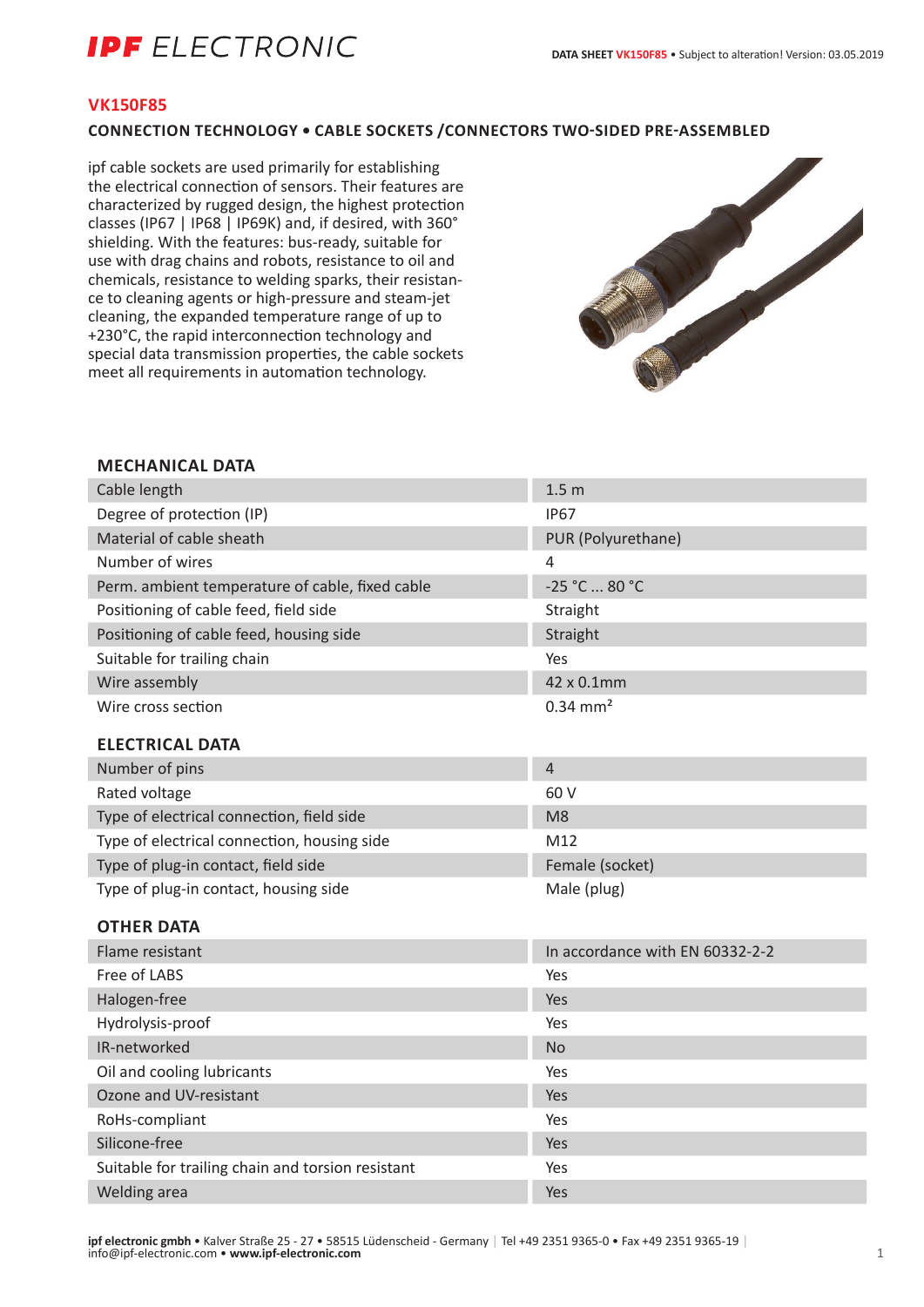# VK150F85

## CONNECTION TECHNOLOGY • CABLE SOCKETS /CONNECTORS TWO-SIDED PRE-ASSEMBLED

ipf cable sockets are used primarily for establishing the electrical connection of sensors. Their features are characterized by rugged design, the highest protection classes (IP67 | IP68 | IP69K) and, if desired, with 360° shielding. With the features: bus-ready, suitable for use with drag chains and robots, resistance to oil and chemicals, resistance to welding sparks, their resistance to cleaning agents or high-pressure and steam-jet cleaning, the expanded temperature range of up to +230°C, the rapid interconnection technology and special data transmission properties, the cable sockets meet all requirements in automation technology.

### MECHANICAL DATA

| | |
|---|---|
| Cable length | 1.5 m |
| Degree of protection (IP) | IP67 |
| Material of cable sheath | PUR (Polyurethane) |
| Number of wires | 4 |
| Perm. ambient temperature of cable, fixed cable | -25 °C ... 80 °C |
| Positioning of cable feed, field side | Straight |
| Positioning of cable feed, housing side | Straight |
| Suitable for trailing chain | Yes |
| Wire assembly | 42 x 0.1mm |
| Wire cross section | 0.34 mm² |

### ELECTRICAL DATA

| | |
|---|---|
| Number of pins | 4 |
| Rated voltage | 60 V |
| Type of electrical connection, field side | M8 |
| Type of electrical connection, housing side | M12 |
| Type of plug-in contact, field side | Female (socket) |
| Type of plug-in contact, housing side | Male (plug) |

### OTHER DATA

| | |
|---|---|
| Flame resistant | In accordance with EN 60332-2-2 |
| Free of LABS | Yes |
| Halogen-free | Yes |
| Hydrolysis-proof | Yes |
| IR-networked | No |
| Oil and cooling lubricants | Yes |
| Ozone and UV-resistant | Yes |
| RoHs-compliant | Yes |
| Silicone-free | Yes |
| Suitable for trailing chain and torsion resistant | Yes |
| Welding area | Yes |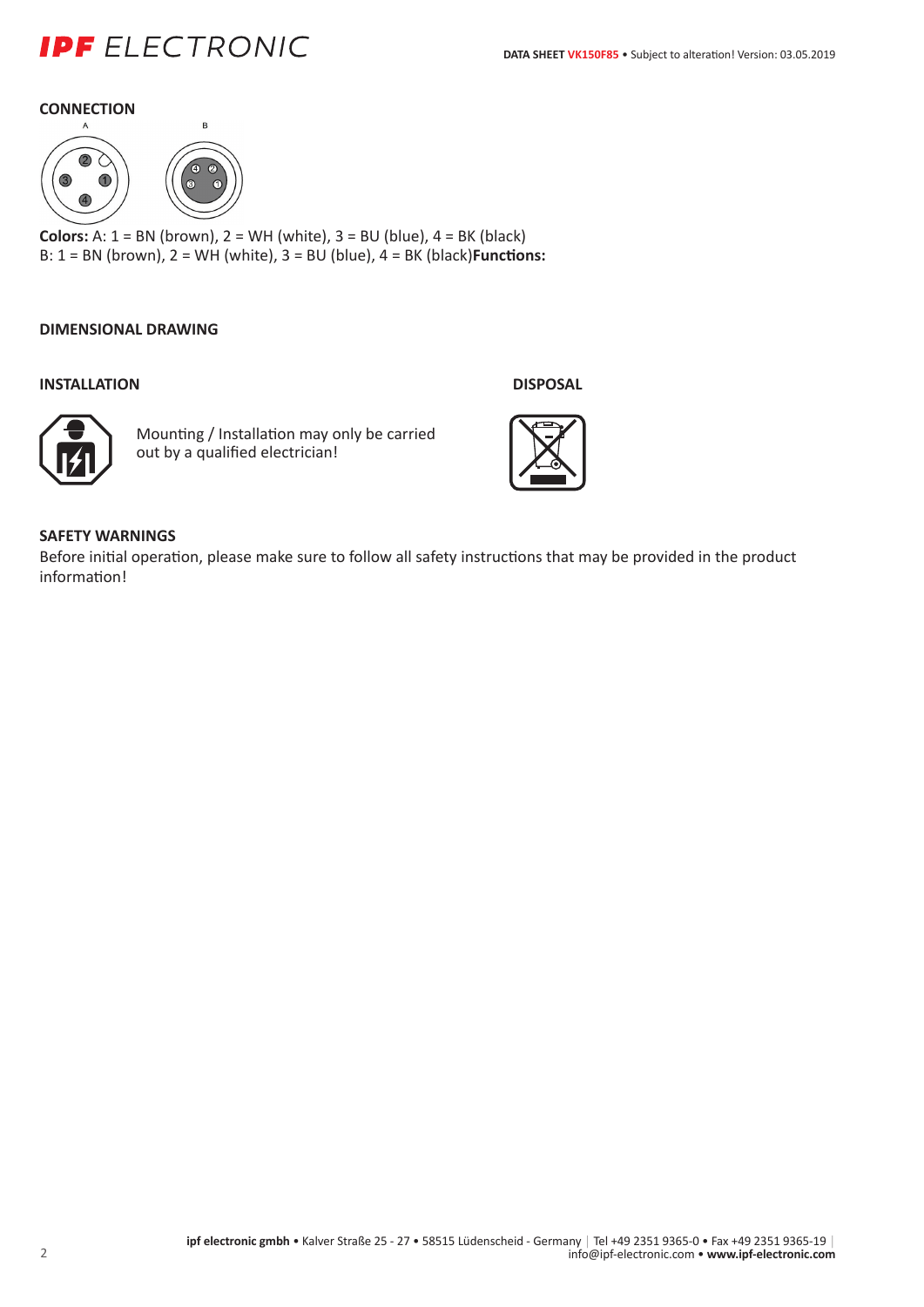## CONNECTION

A

B

**Colors:** A: 1 = BN (brown), 2 = WH (white), 3 = BU (blue), 4 = BK (black)
B: 1 = BN (brown), 2 = WH (white), 3 = BU (blue), 4 = BK (black)**Functions:**

## DIMENSIONAL DRAWING

## INSTALLATION

Mounting / Installation may only be carried out by a qualified electrician!

## DISPOSAL

## SAFETY WARNINGS

Before initial operation, please make sure to follow all safety instructions that may be provided in the product information!